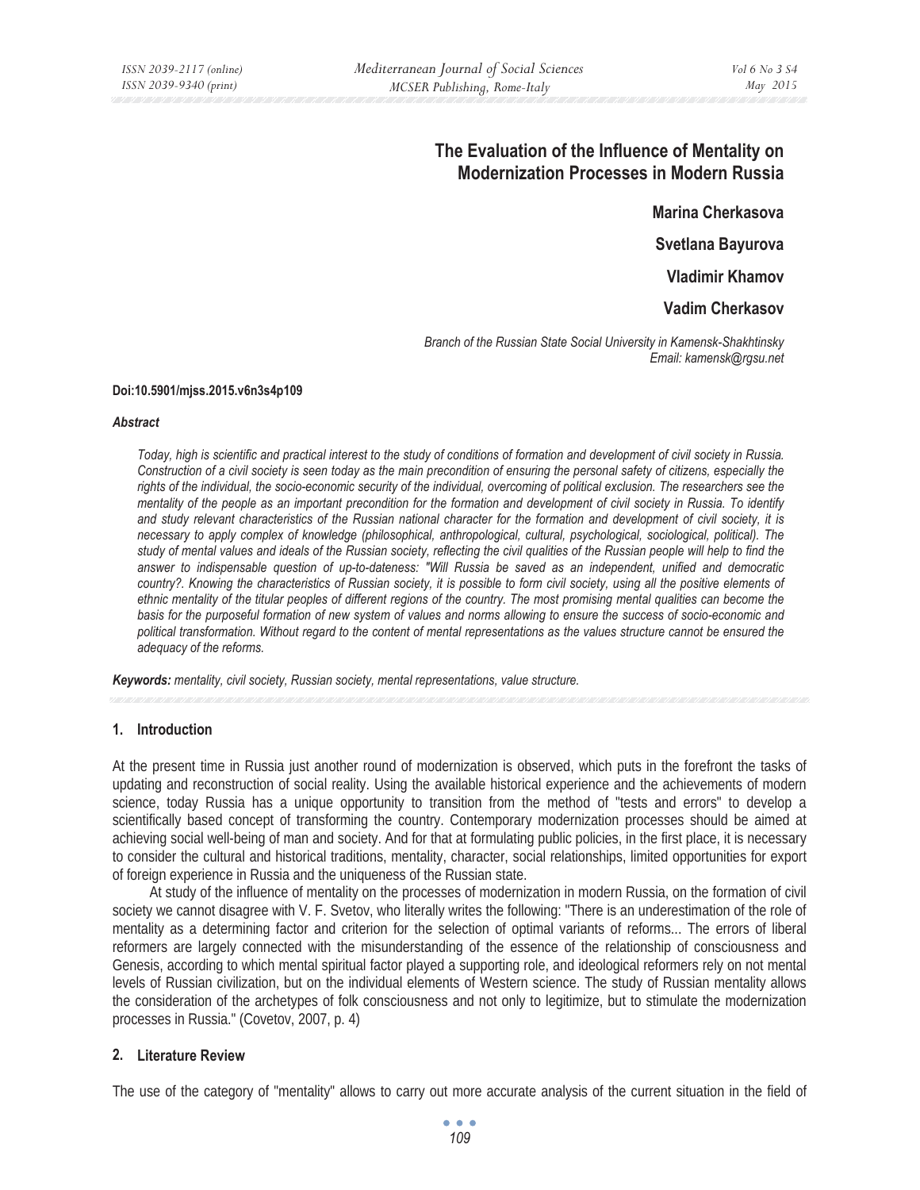# The Evaluation of the Influence of Mentality on Modernization Processes in Modern Russia

**Marina Cherkasova**

**Svetlana Bayurova**

**Vladimir Khamov**

**Vadim Cherkasov**

*Branch of the Russian State Social University in Kamensk-Shakhtinsky*
*Email: kamensk@rgsu.net*

**Doi:10.5901/mjss.2015.v6n3s4p109**

***Abstract***

*Today, high is scientific and practical interest to the study of conditions of formation and development of civil society in Russia. Construction of a civil society is seen today as the main precondition of ensuring the personal safety of citizens, especially the rights of the individual, the socio-economic security of the individual, overcoming of political exclusion. The researchers see the mentality of the people as an important precondition for the formation and development of civil society in Russia. To identify and study relevant characteristics of the Russian national character for the formation and development of civil society, it is necessary to apply complex of knowledge (philosophical, anthropological, cultural, psychological, sociological, political). The study of mental values and ideals of the Russian society, reflecting the civil qualities of the Russian people will help to find the answer to indispensable question of up-to-dateness: "Will Russia be saved as an independent, unified and democratic country?. Knowing the characteristics of Russian society, it is possible to form civil society, using all the positive elements of ethnic mentality of the titular peoples of different regions of the country. The most promising mental qualities can become the basis for the purposeful formation of new system of values and norms allowing to ensure the success of socio-economic and political transformation. Without regard to the content of mental representations as the values structure cannot be ensured the adequacy of the reforms.*

***Keywords:*** *mentality, civil society, Russian society, mental representations, value structure.*

## 1. Introduction

At the present time in Russia just another round of modernization is observed, which puts in the forefront the tasks of updating and reconstruction of social reality. Using the available historical experience and the achievements of modern science, today Russia has a unique opportunity to transition from the method of "tests and errors" to develop a scientifically based concept of transforming the country. Contemporary modernization processes should be aimed at achieving social well-being of man and society. And for that at formulating public policies, in the first place, it is necessary to consider the cultural and historical traditions, mentality, character, social relationships, limited opportunities for export of foreign experience in Russia and the uniqueness of the Russian state.

At study of the influence of mentality on the processes of modernization in modern Russia, on the formation of civil society we cannot disagree with V. F. Svetov, who literally writes the following: "There is an underestimation of the role of mentality as a determining factor and criterion for the selection of optimal variants of reforms... The errors of liberal reformers are largely connected with the misunderstanding of the essence of the relationship of consciousness and Genesis, according to which mental spiritual factor played a supporting role, and ideological reformers rely on not mental levels of Russian civilization, but on the individual elements of Western science. The study of Russian mentality allows the consideration of the archetypes of folk consciousness and not only to legitimize, but to stimulate the modernization processes in Russia." (Covetov, 2007, p. 4)

## 2. Literature Review

The use of the category of "mentality" allows to carry out more accurate analysis of the current situation in the field of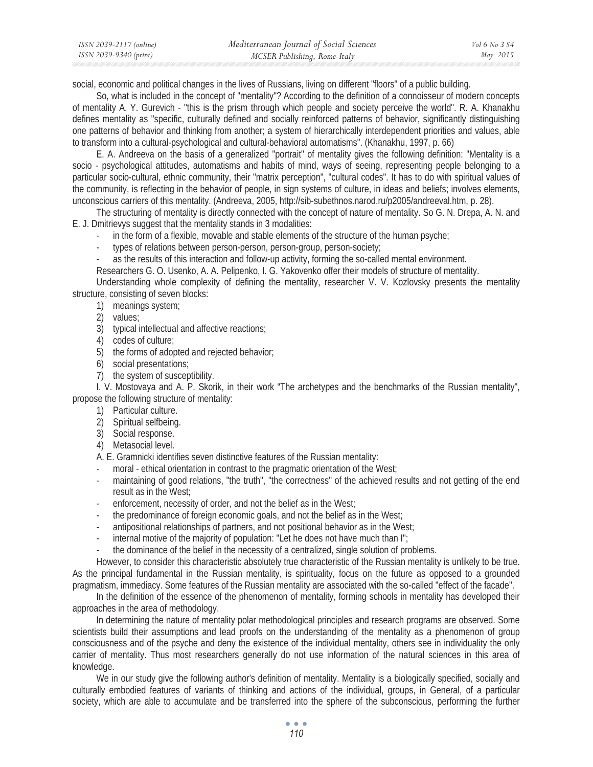social, economic and political changes in the lives of Russians, living on different "floors" of a public building.

So, what is included in the concept of "mentality"? According to the definition of a connoisseur of modern concepts of mentality A. Y. Gurevich - "this is the prism through which people and society perceive the world". R. A. Khanakhu defines mentality as "specific, culturally defined and socially reinforced patterns of behavior, significantly distinguishing one patterns of behavior and thinking from another; a system of hierarchically interdependent priorities and values, able to transform into a cultural-psychological and cultural-behavioral automatisms". (Khanakhu, 1997, p. 66)

E. A. Andreeva on the basis of a generalized "portrait" of mentality gives the following definition: "Mentality is a socio - psychological attitudes, automatisms and habits of mind, ways of seeing, representing people belonging to a particular socio-cultural, ethnic community, their "matrix perception", "cultural codes". It has to do with spiritual values of the community, is reflecting in the behavior of people, in sign systems of culture, in ideas and beliefs; involves elements, unconscious carriers of this mentality. (Andreeva, 2005, http://sib-subethnos.narod.ru/p2005/andreeval.htm, p. 28).

The structuring of mentality is directly connected with the concept of nature of mentality. So G. N. Drepa, A. N. and E. J. Dmitrievys suggest that the mentality stands in 3 modalities:

- in the form of a flexible, movable and stable elements of the structure of the human psyche;
- types of relations between person-person, person-group, person-society;
- as the results of this interaction and follow-up activity, forming the so-called mental environment.

Researchers G. O. Usenko, A. A. Pelipenko, I. G. Yakovenko offer their models of structure of mentality.

Understanding whole complexity of defining the mentality, researcher V. V. Kozlovsky presents the mentality structure, consisting of seven blocks:

1) meanings system;
2) values;
3) typical intellectual and affective reactions;
4) codes of culture;
5) the forms of adopted and rejected behavior;
6) social presentations;
7) the system of susceptibility.

I. V. Mostovaya and A. P. Skorik, in their work "The archetypes and the benchmarks of the Russian mentality", propose the following structure of mentality:

1) Particular culture.
2) Spiritual selfbeing.
3) Social response.
4) Metasocial level.

A. E. Gramnicki identifies seven distinctive features of the Russian mentality:

- moral - ethical orientation in contrast to the pragmatic orientation of the West;
- maintaining of good relations, "the truth", "the correctness" of the achieved results and not getting of the end result as in the West;
- enforcement, necessity of order, and not the belief as in the West;
- the predominance of foreign economic goals, and not the belief as in the West;
- antipositional relationships of partners, and not positional behavior as in the West;
- internal motive of the majority of population: "Let he does not have much than I";
- the dominance of the belief in the necessity of a centralized, single solution of problems.

However, to consider this characteristic absolutely true characteristic of the Russian mentality is unlikely to be true. As the principal fundamental in the Russian mentality, is spirituality, focus on the future as opposed to a grounded pragmatism, immediacy. Some features of the Russian mentality are associated with the so-called "effect of the facade".

In the definition of the essence of the phenomenon of mentality, forming schools in mentality has developed their approaches in the area of methodology.

In determining the nature of mentality polar methodological principles and research programs are observed. Some scientists build their assumptions and lead proofs on the understanding of the mentality as a phenomenon of group consciousness and of the psyche and deny the existence of the individual mentality, others see in individuality the only carrier of mentality. Thus most researchers generally do not use information of the natural sciences in this area of knowledge.

We in our study give the following author's definition of mentality. Mentality is a biologically specified, socially and culturally embodied features of variants of thinking and actions of the individual, groups, in General, of a particular society, which are able to accumulate and be transferred into the sphere of the subconscious, performing the further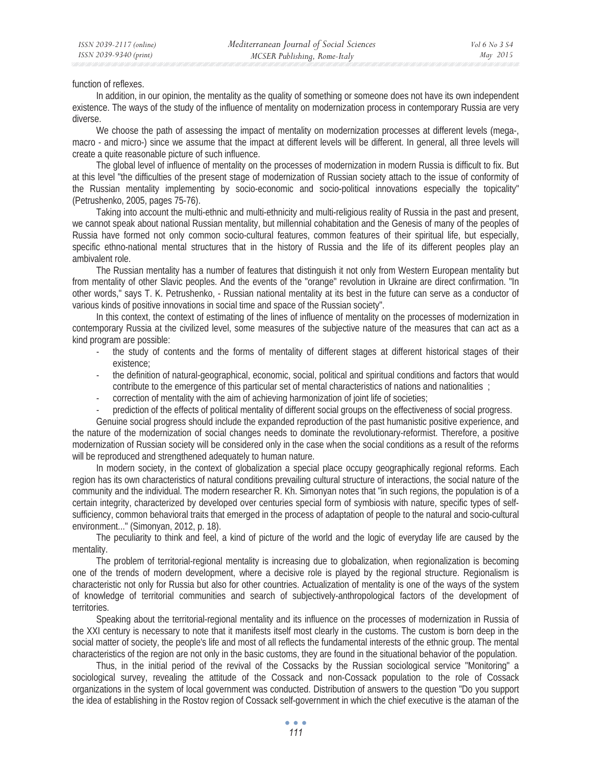function of reflexes.

In addition, in our opinion, the mentality as the quality of something or someone does not have its own independent existence. The ways of the study of the influence of mentality on modernization process in contemporary Russia are very diverse.

We choose the path of assessing the impact of mentality on modernization processes at different levels (mega-, macro - and micro-) since we assume that the impact at different levels will be different. In general, all three levels will create a quite reasonable picture of such influence.

The global level of influence of mentality on the processes of modernization in modern Russia is difficult to fix. But at this level "the difficulties of the present stage of modernization of Russian society attach to the issue of conformity of the Russian mentality implementing by socio-economic and socio-political innovations especially the topicality" (Petrushenko, 2005, pages 75-76).

Taking into account the multi-ethnic and multi-ethnicity and multi-religious reality of Russia in the past and present, we cannot speak about national Russian mentality, but millennial cohabitation and the Genesis of many of the peoples of Russia have formed not only common socio-cultural features, common features of their spiritual life, but especially, specific ethno-national mental structures that in the history of Russia and the life of its different peoples play an ambivalent role.

The Russian mentality has a number of features that distinguish it not only from Western European mentality but from mentality of other Slavic peoples. And the events of the "orange" revolution in Ukraine are direct confirmation. "In other words," says T. K. Petrushenko, - Russian national mentality at its best in the future can serve as a conductor of various kinds of positive innovations in social time and space of the Russian society".

In this context, the context of estimating of the lines of influence of mentality on the processes of modernization in contemporary Russia at the civilized level, some measures of the subjective nature of the measures that can act as a kind program are possible:

- the study of contents and the forms of mentality of different stages at different historical stages of their existence;
- the definition of natural-geographical, economic, social, political and spiritual conditions and factors that would contribute to the emergence of this particular set of mental characteristics of nations and nationalities ;
- correction of mentality with the aim of achieving harmonization of joint life of societies;
- prediction of the effects of political mentality of different social groups on the effectiveness of social progress.

Genuine social progress should include the expanded reproduction of the past humanistic positive experience, and the nature of the modernization of social changes needs to dominate the revolutionary-reformist. Therefore, a positive modernization of Russian society will be considered only in the case when the social conditions as a result of the reforms will be reproduced and strengthened adequately to human nature.

In modern society, in the context of globalization a special place occupy geographically regional reforms. Each region has its own characteristics of natural conditions prevailing cultural structure of interactions, the social nature of the community and the individual. The modern researcher R. Kh. Simonyan notes that "in such regions, the population is of a certain integrity, characterized by developed over centuries special form of symbiosis with nature, specific types of self-sufficiency, common behavioral traits that emerged in the process of adaptation of people to the natural and socio-cultural environment..." (Simonyan, 2012, p. 18).

The peculiarity to think and feel, a kind of picture of the world and the logic of everyday life are caused by the mentality.

The problem of territorial-regional mentality is increasing due to globalization, when regionalization is becoming one of the trends of modern development, where a decisive role is played by the regional structure. Regionalism is characteristic not only for Russia but also for other countries. Actualization of mentality is one of the ways of the system of knowledge of territorial communities and search of subjectively-anthropological factors of the development of territories.

Speaking about the territorial-regional mentality and its influence on the processes of modernization in Russia of the XXI century is necessary to note that it manifests itself most clearly in the customs. The custom is born deep in the social matter of society, the people's life and most of all reflects the fundamental interests of the ethnic group. The mental characteristics of the region are not only in the basic customs, they are found in the situational behavior of the population.

Thus, in the initial period of the revival of the Cossacks by the Russian sociological service "Monitoring" a sociological survey, revealing the attitude of the Cossack and non-Cossack population to the role of Cossack organizations in the system of local government was conducted. Distribution of answers to the question "Do you support the idea of establishing in the Rostov region of Cossack self-government in which the chief executive is the ataman of the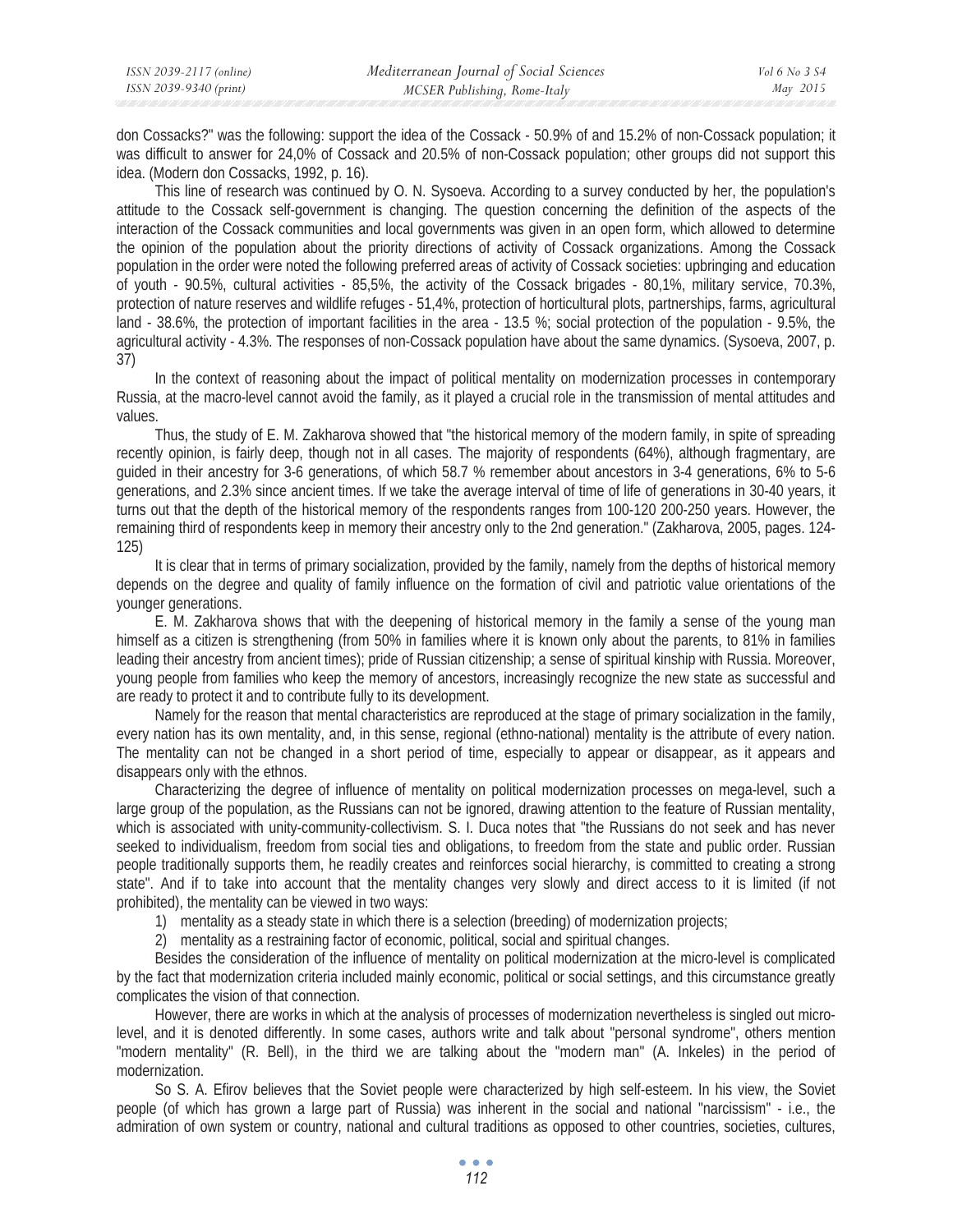don Cossacks?" was the following: support the idea of the Cossack - 50.9% of and 15.2% of non-Cossack population; it was difficult to answer for 24,0% of Cossack and 20.5% of non-Cossack population; other groups did not support this idea. (Modern don Cossacks, 1992, p. 16).

This line of research was continued by O. N. Sysoeva. According to a survey conducted by her, the population's attitude to the Cossack self-government is changing. The question concerning the definition of the aspects of the interaction of the Cossack communities and local governments was given in an open form, which allowed to determine the opinion of the population about the priority directions of activity of Cossack organizations. Among the Cossack population in the order were noted the following preferred areas of activity of Cossack societies: upbringing and education of youth - 90.5%, cultural activities - 85,5%, the activity of the Cossack brigades - 80,1%, military service, 70.3%, protection of nature reserves and wildlife refuges - 51,4%, protection of horticultural plots, partnerships, farms, agricultural land - 38.6%, the protection of important facilities in the area - 13.5 %; social protection of the population - 9.5%, the agricultural activity - 4.3%. The responses of non-Cossack population have about the same dynamics. (Sysoeva, 2007, p. 37)

In the context of reasoning about the impact of political mentality on modernization processes in contemporary Russia, at the macro-level cannot avoid the family, as it played a crucial role in the transmission of mental attitudes and values.

Thus, the study of E. M. Zakharova showed that "the historical memory of the modern family, in spite of spreading recently opinion, is fairly deep, though not in all cases. The majority of respondents (64%), although fragmentary, are guided in their ancestry for 3-6 generations, of which 58.7 % remember about ancestors in 3-4 generations, 6% to 5-6 generations, and 2.3% since ancient times. If we take the average interval of time of life of generations in 30-40 years, it turns out that the depth of the historical memory of the respondents ranges from 100-120 200-250 years. However, the remaining third of respondents keep in memory their ancestry only to the 2nd generation." (Zakharova, 2005, pages. 124-125)

It is clear that in terms of primary socialization, provided by the family, namely from the depths of historical memory depends on the degree and quality of family influence on the formation of civil and patriotic value orientations of the younger generations.

E. M. Zakharova shows that with the deepening of historical memory in the family a sense of the young man himself as a citizen is strengthening (from 50% in families where it is known only about the parents, to 81% in families leading their ancestry from ancient times); pride of Russian citizenship; a sense of spiritual kinship with Russia. Moreover, young people from families who keep the memory of ancestors, increasingly recognize the new state as successful and are ready to protect it and to contribute fully to its development.

Namely for the reason that mental characteristics are reproduced at the stage of primary socialization in the family, every nation has its own mentality, and, in this sense, regional (ethno-national) mentality is the attribute of every nation. The mentality can not be changed in a short period of time, especially to appear or disappear, as it appears and disappears only with the ethnos.

Characterizing the degree of influence of mentality on political modernization processes on mega-level, such a large group of the population, as the Russians can not be ignored, drawing attention to the feature of Russian mentality, which is associated with unity-community-collectivism. S. I. Duca notes that "the Russians do not seek and has never seeked to individualism, freedom from social ties and obligations, to freedom from the state and public order. Russian people traditionally supports them, he readily creates and reinforces social hierarchy, is committed to creating a strong state". And if to take into account that the mentality changes very slowly and direct access to it is limited (if not prohibited), the mentality can be viewed in two ways:

1) mentality as a steady state in which there is a selection (breeding) of modernization projects;
2) mentality as a restraining factor of economic, political, social and spiritual changes.

Besides the consideration of the influence of mentality on political modernization at the micro-level is complicated by the fact that modernization criteria included mainly economic, political or social settings, and this circumstance greatly complicates the vision of that connection.

However, there are works in which at the analysis of processes of modernization nevertheless is singled out micro-level, and it is denoted differently. In some cases, authors write and talk about "personal syndrome", others mention "modern mentality" (R. Bell), in the third we are talking about the "modern man" (A. Inkeles) in the period of modernization.

So S. A. Efirov believes that the Soviet people were characterized by high self-esteem. In his view, the Soviet people (of which has grown a large part of Russia) was inherent in the social and national "narcissism" - i.e., the admiration of own system or country, national and cultural traditions as opposed to other countries, societies, cultures,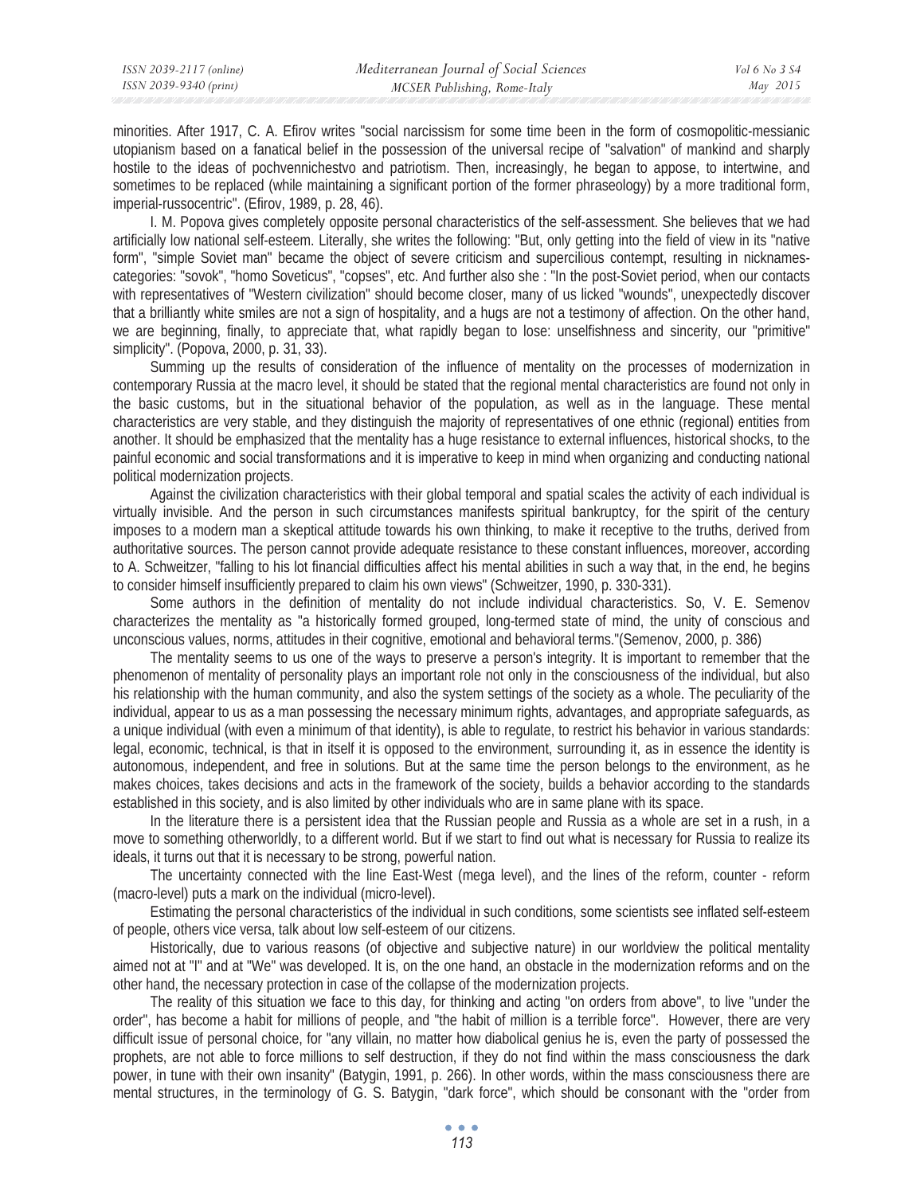minorities. After 1917, C. A. Efirov writes "social narcissism for some time been in the form of cosmopolitic-messianic utopianism based on a fanatical belief in the possession of the universal recipe of "salvation" of mankind and sharply hostile to the ideas of pochvennichestvo and patriotism. Then, increasingly, he began to appose, to intertwine, and sometimes to be replaced (while maintaining a significant portion of the former phraseology) by a more traditional form, imperial-russocentric". (Efirov, 1989, p. 28, 46).

I. M. Popova gives completely opposite personal characteristics of the self-assessment. She believes that we had artificially low national self-esteem. Literally, she writes the following: "But, only getting into the field of view in its "native form", "simple Soviet man" became the object of severe criticism and supercilious contempt, resulting in nicknames-categories: "sovok", "homo Soveticus", "copses", etc. And further also she : "In the post-Soviet period, when our contacts with representatives of "Western civilization" should become closer, many of us licked "wounds", unexpectedly discover that a brilliantly white smiles are not a sign of hospitality, and a hugs are not a testimony of affection. On the other hand, we are beginning, finally, to appreciate that, what rapidly began to lose: unselfishness and sincerity, our "primitive" simplicity". (Popova, 2000, p. 31, 33).

Summing up the results of consideration of the influence of mentality on the processes of modernization in contemporary Russia at the macro level, it should be stated that the regional mental characteristics are found not only in the basic customs, but in the situational behavior of the population, as well as in the language. These mental characteristics are very stable, and they distinguish the majority of representatives of one ethnic (regional) entities from another. It should be emphasized that the mentality has a huge resistance to external influences, historical shocks, to the painful economic and social transformations and it is imperative to keep in mind when organizing and conducting national political modernization projects.

Against the civilization characteristics with their global temporal and spatial scales the activity of each individual is virtually invisible. And the person in such circumstances manifests spiritual bankruptcy, for the spirit of the century imposes to a modern man a skeptical attitude towards his own thinking, to make it receptive to the truths, derived from authoritative sources. The person cannot provide adequate resistance to these constant influences, moreover, according to A. Schweitzer, "falling to his lot financial difficulties affect his mental abilities in such a way that, in the end, he begins to consider himself insufficiently prepared to claim his own views" (Schweitzer, 1990, p. 330-331).

Some authors in the definition of mentality do not include individual characteristics. So, V. E. Semenov characterizes the mentality as "a historically formed grouped, long-termed state of mind, the unity of conscious and unconscious values, norms, attitudes in their cognitive, emotional and behavioral terms."(Semenov, 2000, p. 386)

The mentality seems to us one of the ways to preserve a person's integrity. It is important to remember that the phenomenon of mentality of personality plays an important role not only in the consciousness of the individual, but also his relationship with the human community, and also the system settings of the society as a whole. The peculiarity of the individual, appear to us as a man possessing the necessary minimum rights, advantages, and appropriate safeguards, as a unique individual (with even a minimum of that identity), is able to regulate, to restrict his behavior in various standards: legal, economic, technical, is that in itself it is opposed to the environment, surrounding it, as in essence the identity is autonomous, independent, and free in solutions. But at the same time the person belongs to the environment, as he makes choices, takes decisions and acts in the framework of the society, builds a behavior according to the standards established in this society, and is also limited by other individuals who are in same plane with its space.

In the literature there is a persistent idea that the Russian people and Russia as a whole are set in a rush, in a move to something otherworldly, to a different world. But if we start to find out what is necessary for Russia to realize its ideals, it turns out that it is necessary to be strong, powerful nation.

The uncertainty connected with the line East-West (mega level), and the lines of the reform, counter - reform (macro-level) puts a mark on the individual (micro-level).

Estimating the personal characteristics of the individual in such conditions, some scientists see inflated self-esteem of people, others vice versa, talk about low self-esteem of our citizens.

Historically, due to various reasons (of objective and subjective nature) in our worldview the political mentality aimed not at "I" and at "We" was developed. It is, on the one hand, an obstacle in the modernization reforms and on the other hand, the necessary protection in case of the collapse of the modernization projects.

The reality of this situation we face to this day, for thinking and acting "on orders from above", to live "under the order", has become a habit for millions of people, and "the habit of million is a terrible force". However, there are very difficult issue of personal choice, for "any villain, no matter how diabolical genius he is, even the party of possessed the prophets, are not able to force millions to self destruction, if they do not find within the mass consciousness the dark power, in tune with their own insanity" (Batygin, 1991, p. 266). In other words, within the mass consciousness there are mental structures, in the terminology of G. S. Batygin, "dark force", which should be consonant with the "order from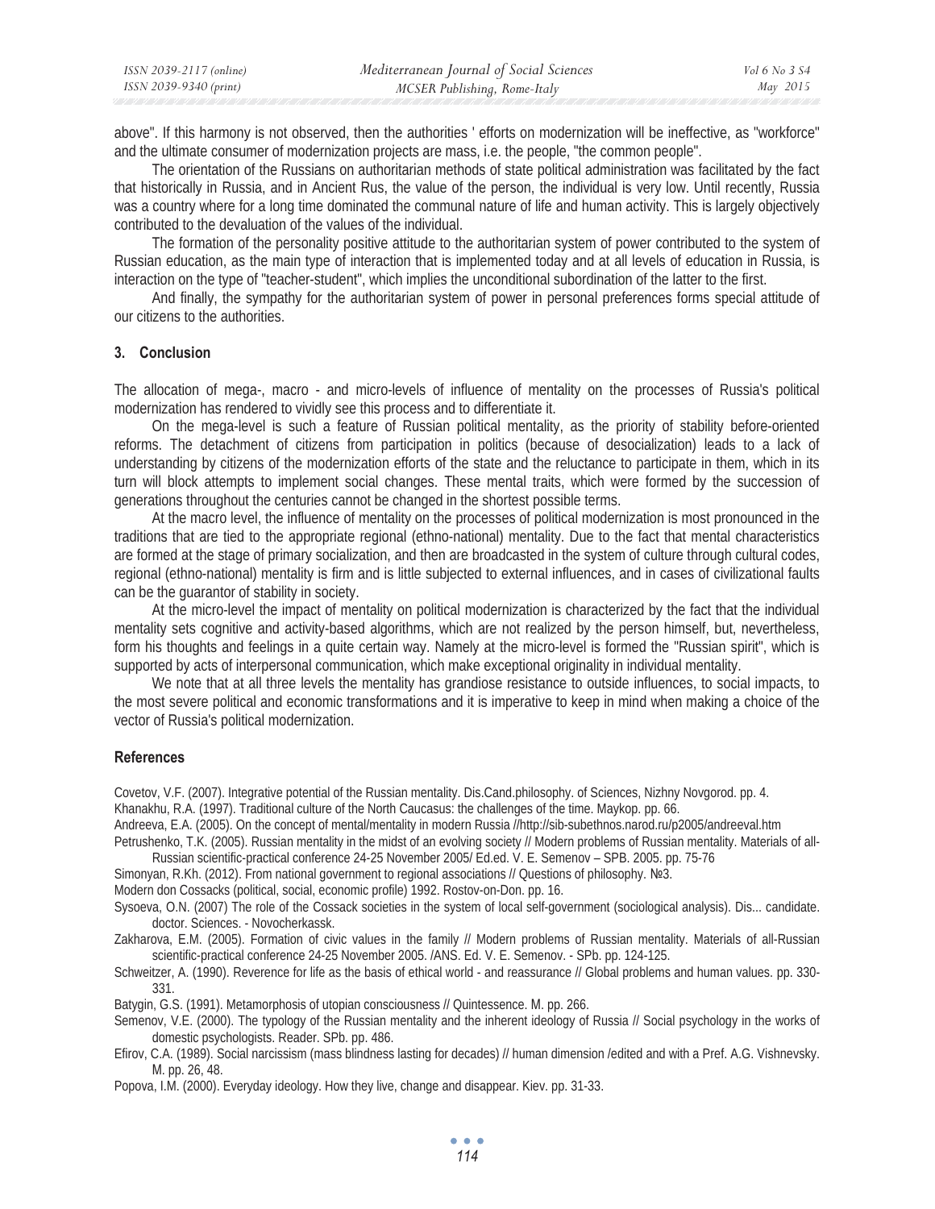above". If this harmony is not observed, then the authorities ' efforts on modernization will be ineffective, as "workforce" and the ultimate consumer of modernization projects are mass, i.e. the people, "the common people".

The orientation of the Russians on authoritarian methods of state political administration was facilitated by the fact that historically in Russia, and in Ancient Rus, the value of the person, the individual is very low. Until recently, Russia was a country where for a long time dominated the communal nature of life and human activity. This is largely objectively contributed to the devaluation of the values of the individual.

The formation of the personality positive attitude to the authoritarian system of power contributed to the system of Russian education, as the main type of interaction that is implemented today and at all levels of education in Russia, is interaction on the type of "teacher-student", which implies the unconditional subordination of the latter to the first.

And finally, the sympathy for the authoritarian system of power in personal preferences forms special attitude of our citizens to the authorities.

## 3. Conclusion

The allocation of mega-, macro - and micro-levels of influence of mentality on the processes of Russia's political modernization has rendered to vividly see this process and to differentiate it.

On the mega-level is such a feature of Russian political mentality, as the priority of stability before-oriented reforms. The detachment of citizens from participation in politics (because of desocialization) leads to a lack of understanding by citizens of the modernization efforts of the state and the reluctance to participate in them, which in its turn will block attempts to implement social changes. These mental traits, which were formed by the succession of generations throughout the centuries cannot be changed in the shortest possible terms.

At the macro level, the influence of mentality on the processes of political modernization is most pronounced in the traditions that are tied to the appropriate regional (ethno-national) mentality. Due to the fact that mental characteristics are formed at the stage of primary socialization, and then are broadcasted in the system of culture through cultural codes, regional (ethno-national) mentality is firm and is little subjected to external influences, and in cases of civilizational faults can be the guarantor of stability in society.

At the micro-level the impact of mentality on political modernization is characterized by the fact that the individual mentality sets cognitive and activity-based algorithms, which are not realized by the person himself, but, nevertheless, form his thoughts and feelings in a quite certain way. Namely at the micro-level is formed the "Russian spirit", which is supported by acts of interpersonal communication, which make exceptional originality in individual mentality.

We note that at all three levels the mentality has grandiose resistance to outside influences, to social impacts, to the most severe political and economic transformations and it is imperative to keep in mind when making a choice of the vector of Russia's political modernization.

## References

Covetov, V.F. (2007). Integrative potential of the Russian mentality. Dis.Cand.philosophy. of Sciences, Nizhny Novgorod. pp. 4.

Khanakhu, R.A. (1997). Traditional culture of the North Caucasus: the challenges of the time. Maykop. pp. 66.

Andreeva, E.A. (2005). On the concept of mental/mentality in modern Russia //http://sib-subethnos.narod.ru/p2005/andreeval.htm

Petrushenko, T.K. (2005). Russian mentality in the midst of an evolving society // Modern problems of Russian mentality. Materials of all-Russian scientific-practical conference 24-25 November 2005/ Ed.ed. V. E. Semenov – SPB. 2005. pp. 75-76

Simonyan, R.Kh. (2012). From national government to regional associations // Questions of philosophy. №3.

Modern don Cossacks (political, social, economic profile) 1992. Rostov-on-Don. pp. 16.

Sysoeva, O.N. (2007) The role of the Cossack societies in the system of local self-government (sociological analysis). Dis... candidate. doctor. Sciences. - Novocherkassk.

Zakharova, E.M. (2005). Formation of civic values in the family // Modern problems of Russian mentality. Materials of all-Russian scientific-practical conference 24-25 November 2005. /ANS. Ed. V. E. Semenov. - SPb. pp. 124-125.

Schweitzer, A. (1990). Reverence for life as the basis of ethical world - and reassurance // Global problems and human values. pp. 330-331.

Batygin, G.S. (1991). Metamorphosis of utopian consciousness // Quintessence. M. pp. 266.

Semenov, V.E. (2000). The typology of the Russian mentality and the inherent ideology of Russia // Social psychology in the works of domestic psychologists. Reader. SPb. pp. 486.

Efirov, C.A. (1989). Social narcissism (mass blindness lasting for decades) // human dimension /edited and with a Pref. A.G. Vishnevsky. M. pp. 26, 48.

Popova, I.M. (2000). Everyday ideology. How they live, change and disappear. Kiev. pp. 31-33.